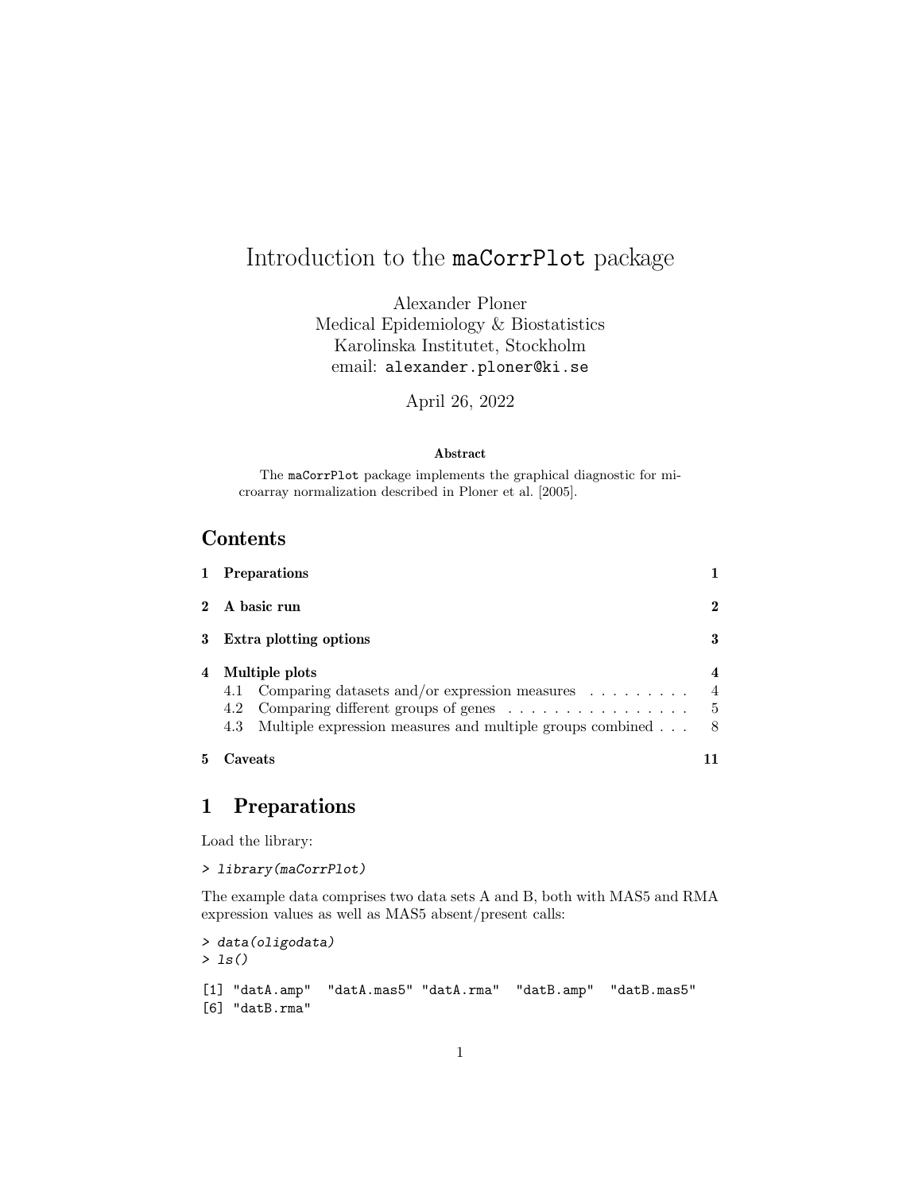# Introduction to the maCorrPlot package

Alexander Ploner
Medical Epidemiology & Biostatistics
Karolinska Institutet, Stockholm
email: alexander.ploner@ki.se

April 26, 2022

**Abstract**

The maCorrPlot package implements the graphical diagnostic for microarray normalization described in Ploner et al. [2005].

## Contents

| | | |
|---|---|---|
| **1** | **Preparations** | **1** |
| **2** | **A basic run** | **2** |
| **3** | **Extra plotting options** | **3** |
| **4** | **Multiple plots** | **4** |
| | 4.1 Comparing datasets and/or expression measures | 4 |
| | 4.2 Comparing different groups of genes | 5 |
| | 4.3 Multiple expression measures and multiple groups combined | 8 |
| **5** | **Caveats** | **11** |

## 1 Preparations

Load the library:

```
> library(maCorrPlot)
```

The example data comprises two data sets A and B, both with MAS5 and RMA expression values as well as MAS5 absent/present calls:

```
> data(oligodata)
> ls()

[1] "datA.amp"  "datA.mas5" "datA.rma"  "datB.amp"  "datB.mas5"
[6] "datB.rma"
```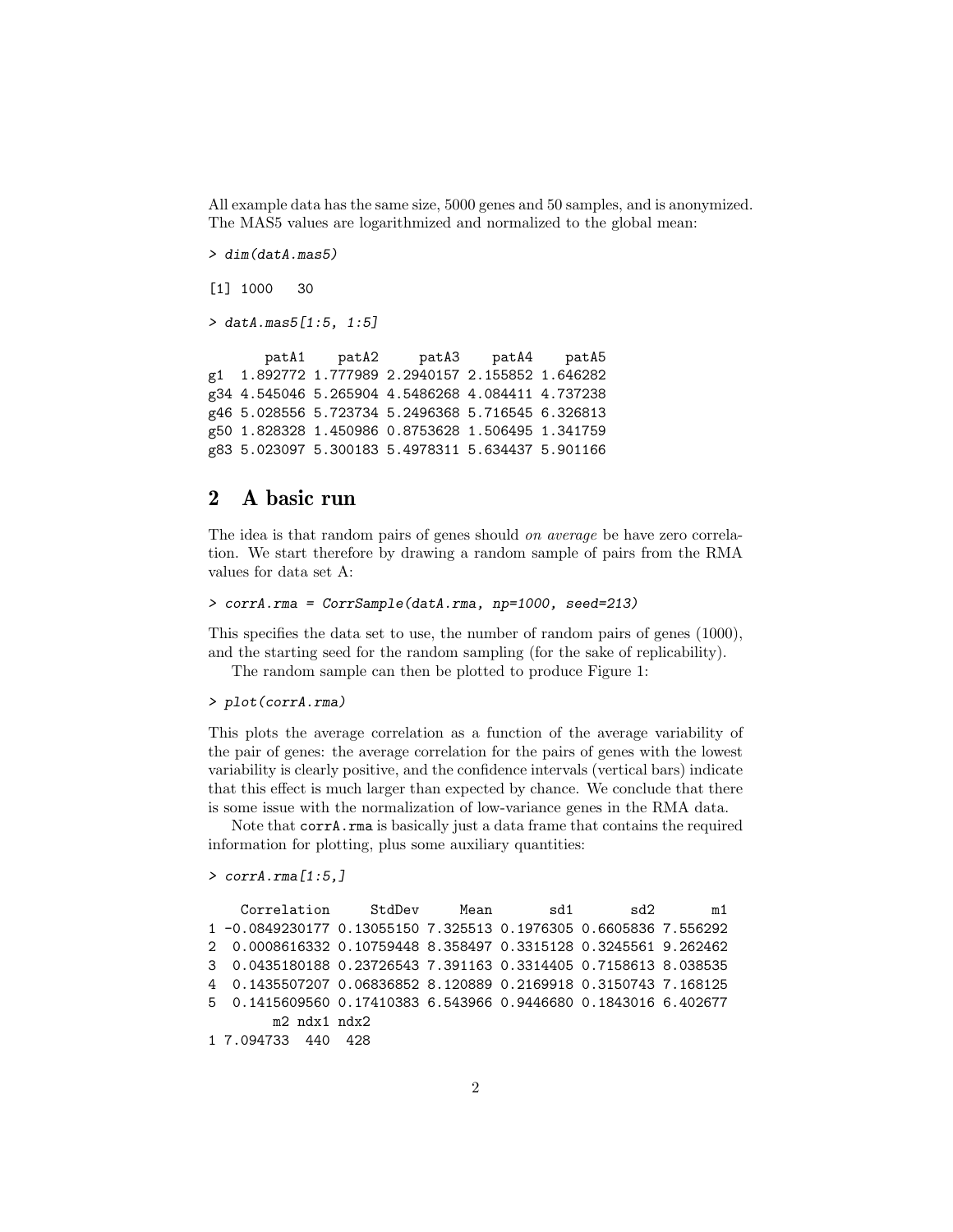All example data has the same size, 5000 genes and 50 samples, and is anonymized. The MAS5 values are logarithmized and normalized to the global mean:

```
> dim(datA.mas5)

[1] 1000   30

> datA.mas5[1:5, 1:5]

       patA1    patA2     patA3    patA4    patA5
g1  1.892772 1.777989 2.2940157 2.155852 1.646282
g34 4.545046 5.265904 4.5486268 4.084411 4.737238
g46 5.028556 5.723734 5.2496368 5.716545 6.326813
g50 1.828328 1.450986 0.8753628 1.506495 1.341759
g83 5.023097 5.300183 5.4978311 5.634437 5.901166
```

## 2 A basic run

The idea is that random pairs of genes should *on average* be have zero correlation. We start therefore by drawing a random sample of pairs from the RMA values for data set A:

```
> corrA.rma = CorrSample(datA.rma, np=1000, seed=213)
```

This specifies the data set to use, the number of random pairs of genes (1000), and the starting seed for the random sampling (for the sake of replicability).

The random sample can then be plotted to produce Figure 1:

```
> plot(corrA.rma)
```

This plots the average correlation as a function of the average variability of the pair of genes: the average correlation for the pairs of genes with the lowest variability is clearly positive, and the confidence intervals (vertical bars) indicate that this effect is much larger than expected by chance. We conclude that there is some issue with the normalization of low-variance genes in the RMA data.

Note that `corrA.rma` is basically just a data frame that contains the required information for plotting, plus some auxiliary quantities:

```
> corrA.rma[1:5,]

    Correlation     StdDev     Mean       sd1       sd2       m1
1 -0.0849230177 0.13055150 7.325513 0.1976305 0.6605836 7.556292
2  0.0008616332 0.10759448 8.358497 0.3315128 0.3245561 9.262462
3  0.0435180188 0.23726543 7.391163 0.3314405 0.7158613 8.038535
4  0.1435507207 0.06836852 8.120889 0.2169918 0.3150743 7.168125
5  0.1415609560 0.17410383 6.543966 0.9446680 0.1843016 6.402677
        m2 ndx1 ndx2
1 7.094733  440  428
```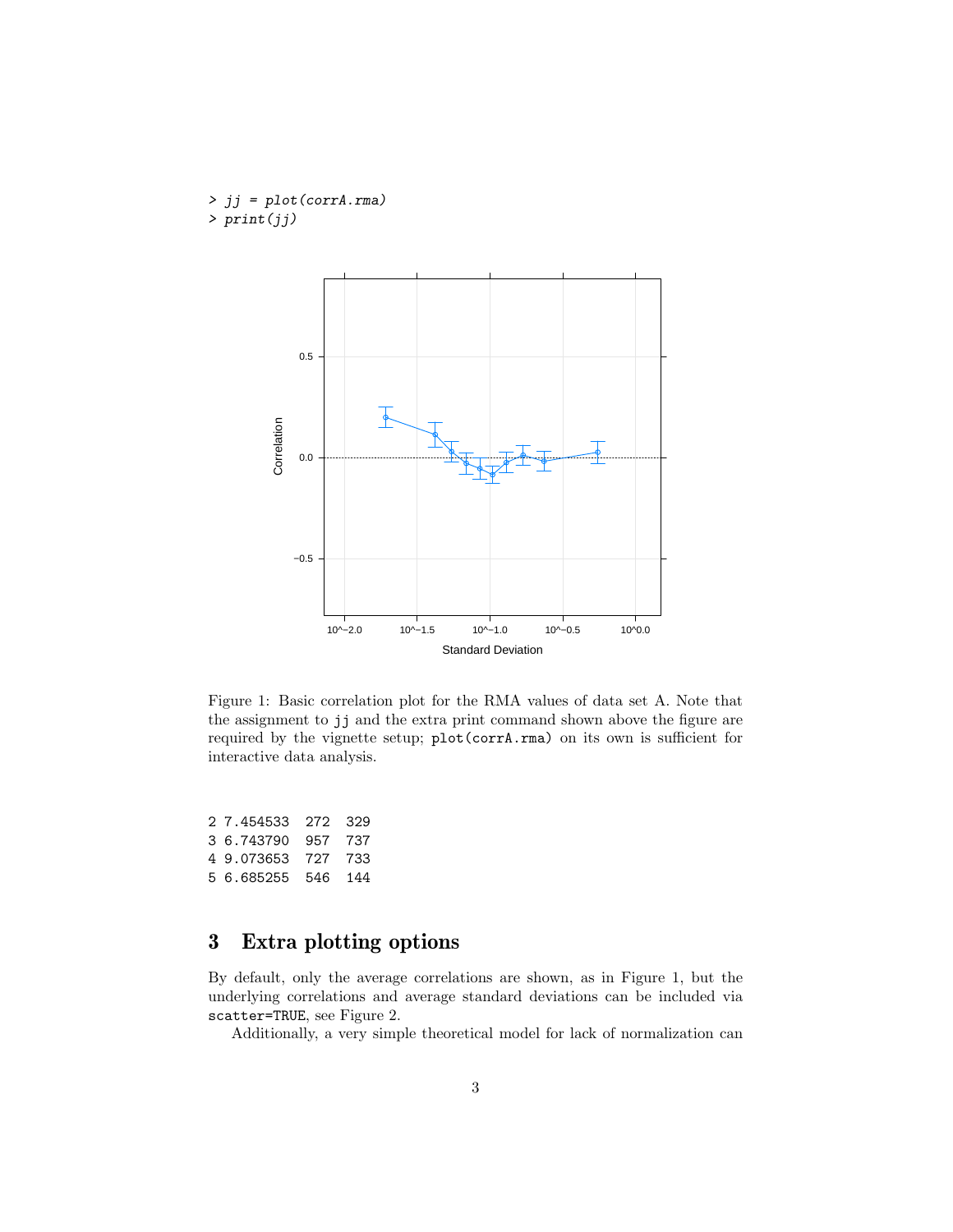```
> jj = plot(corrA.rma)
> print(jj)
```

Figure 1: Basic correlation plot for the RMA values of data set A. Note that the assignment to jj and the extra print command shown above the figure are required by the vignette setup; plot(corrA.rma) on its own is sufficient for interactive data analysis.

```
2 7.454533  272  329
3 6.743790  957  737
4 9.073653  727  733
5 6.685255  546  144
```

## 3 Extra plotting options

By default, only the average correlations are shown, as in Figure 1, but the underlying correlations and average standard deviations can be included via scatter=TRUE, see Figure 2.

Additionally, a very simple theoretical model for lack of normalization can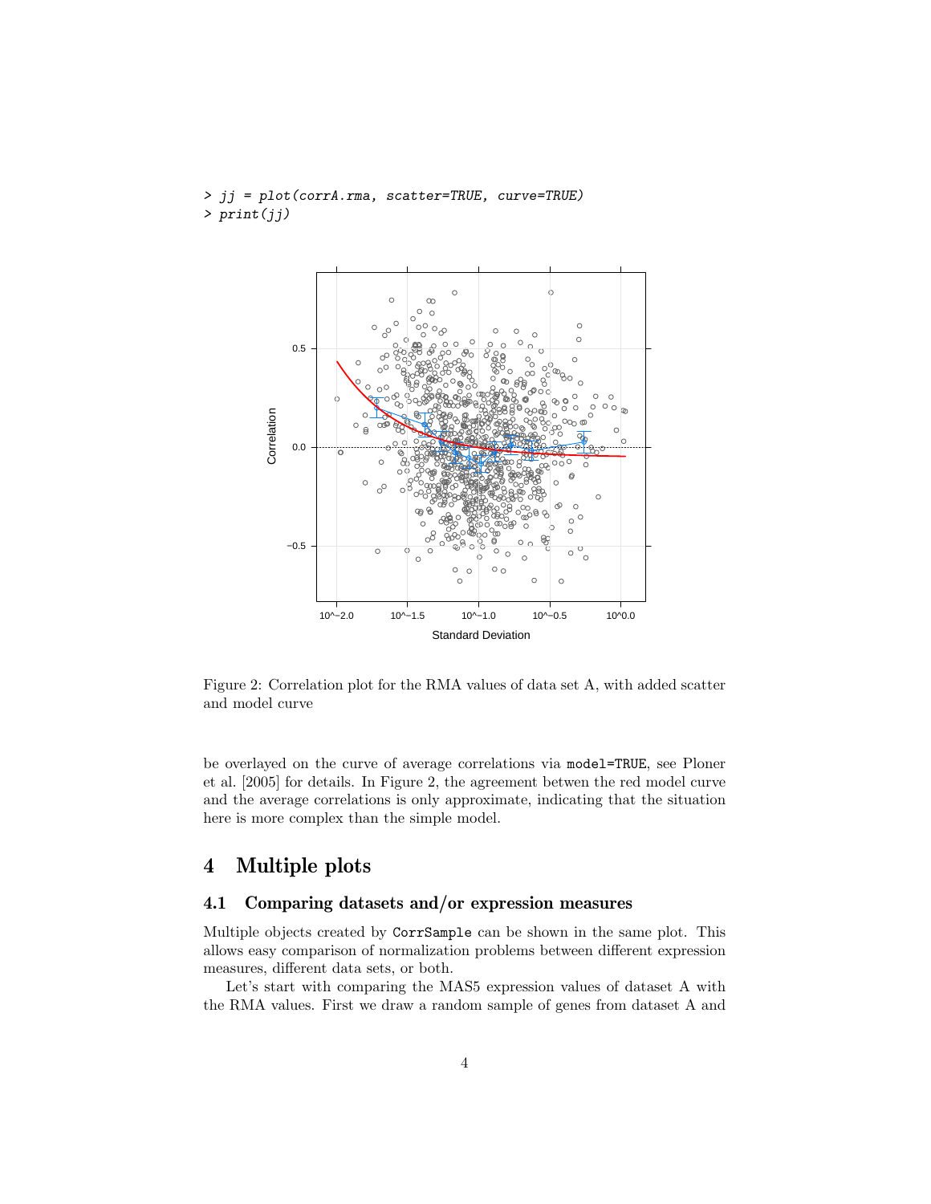```
> jj = plot(corrA.rma, scatter=TRUE, curve=TRUE)
> print(jj)
```

Figure 2: Correlation plot for the RMA values of data set A, with added scatter and model curve

be overlayed on the curve of average correlations via `model=TRUE`, see Ploner et al. [2005] for details. In Figure 2, the agreement betwen the red model curve and the average correlations is only approximate, indicating that the situation here is more complex than the simple model.

# 4 Multiple plots

## 4.1 Comparing datasets and/or expression measures

Multiple objects created by `CorrSample` can be shown in the same plot. This allows easy comparison of normalization problems between different expression measures, different data sets, or both.

Let's start with comparing the MAS5 expression values of dataset A with the RMA values. First we draw a random sample of genes from dataset A and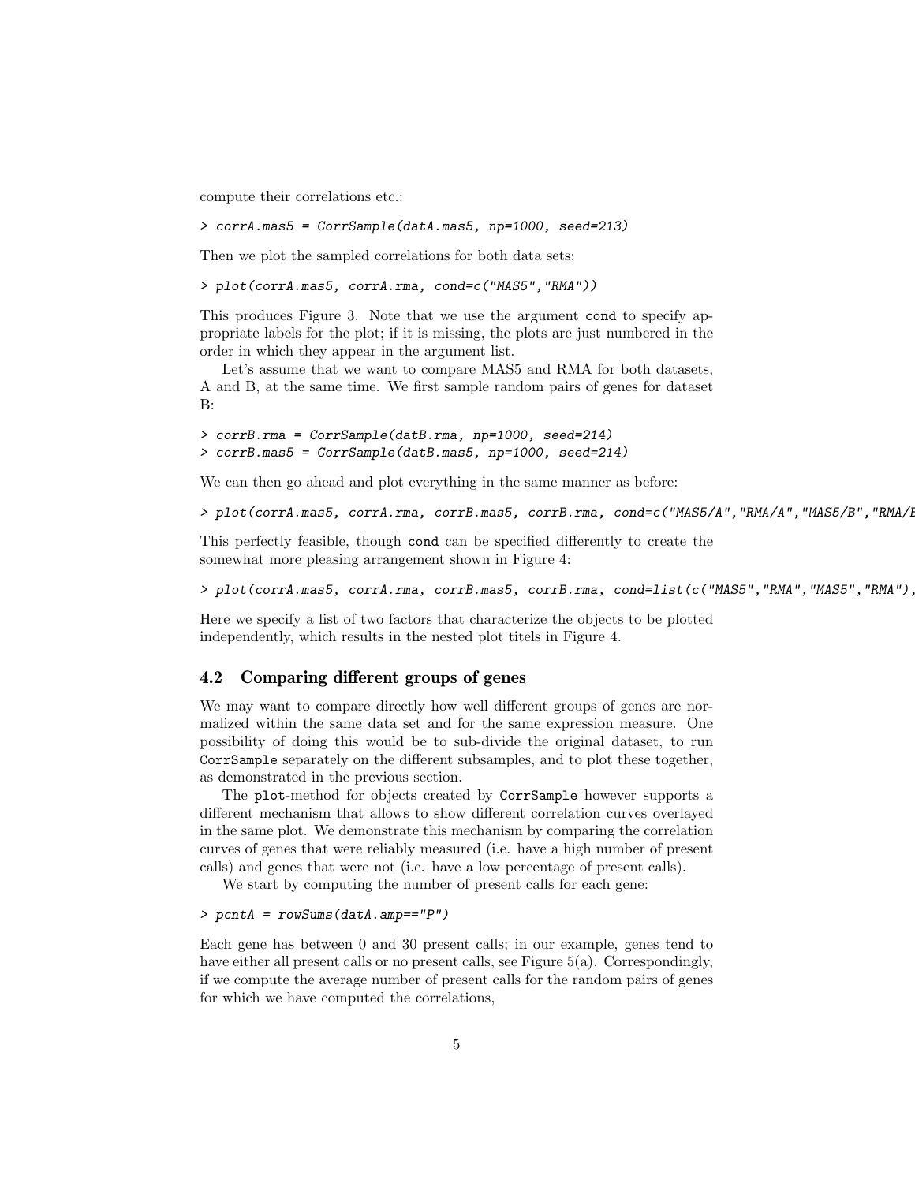compute their correlations etc.:

```
> corrA.mas5 = CorrSample(datA.mas5, np=1000, seed=213)
```

Then we plot the sampled correlations for both data sets:

```
> plot(corrA.mas5, corrA.rma, cond=c("MAS5","RMA"))
```

This produces Figure 3. Note that we use the argument `cond` to specify appropriate labels for the plot; if it is missing, the plots are just numbered in the order in which they appear in the argument list.

Let's assume that we want to compare MAS5 and RMA for both datasets, A and B, at the same time. We first sample random pairs of genes for dataset B:

```
> corrB.rma = CorrSample(datB.rma, np=1000, seed=214)
> corrB.mas5 = CorrSample(datB.mas5, np=1000, seed=214)
```

We can then go ahead and plot everything in the same manner as before:

```
> plot(corrA.mas5, corrA.rma, corrB.mas5, corrB.rma, cond=c("MAS5/A","RMA/A","MAS5/B","RMA/B
```

This perfectly feasible, though `cond` can be specified differently to create the somewhat more pleasing arrangement shown in Figure 4:

```
> plot(corrA.mas5, corrA.rma, corrB.mas5, corrB.rma, cond=list(c("MAS5","RMA","MAS5","RMA"),
```

Here we specify a list of two factors that characterize the objects to be plotted independently, which results in the nested plot titels in Figure 4.

## 4.2 Comparing different groups of genes

We may want to compare directly how well different groups of genes are normalized within the same data set and for the same expression measure. One possibility of doing this would be to sub-divide the original dataset, to run `CorrSample` separately on the different subsamples, and to plot these together, as demonstrated in the previous section.

The `plot`-method for objects created by `CorrSample` however supports a different mechanism that allows to show different correlation curves overlayed in the same plot. We demonstrate this mechanism by comparing the correlation curves of genes that were reliably measured (i.e. have a high number of present calls) and genes that were not (i.e. have a low percentage of present calls).

We start by computing the number of present calls for each gene:

```
> pcntA = rowSums(datA.amp=="P")
```

Each gene has between 0 and 30 present calls; in our example, genes tend to have either all present calls or no present calls, see Figure 5(a). Correspondingly, if we compute the average number of present calls for the random pairs of genes for which we have computed the correlations,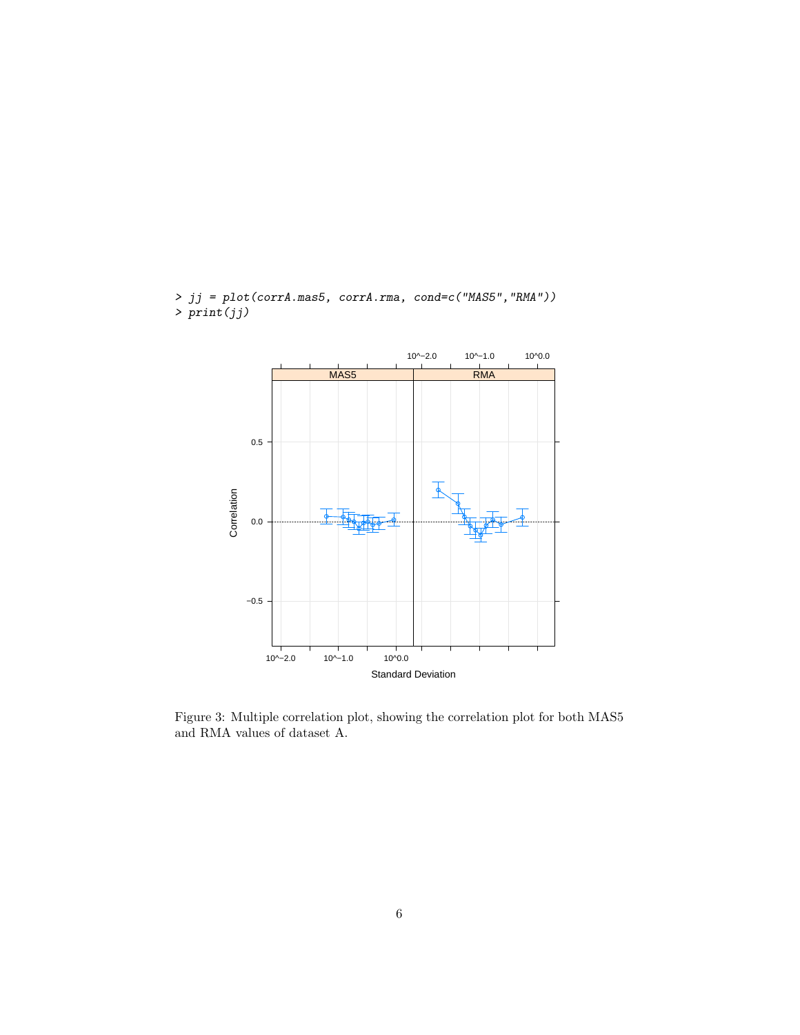```
> jj = plot(corrA.mas5, corrA.rma, cond=c("MAS5","RMA"))
> print(jj)
```

Figure 3: Multiple correlation plot, showing the correlation plot for both MAS5 and RMA values of dataset A.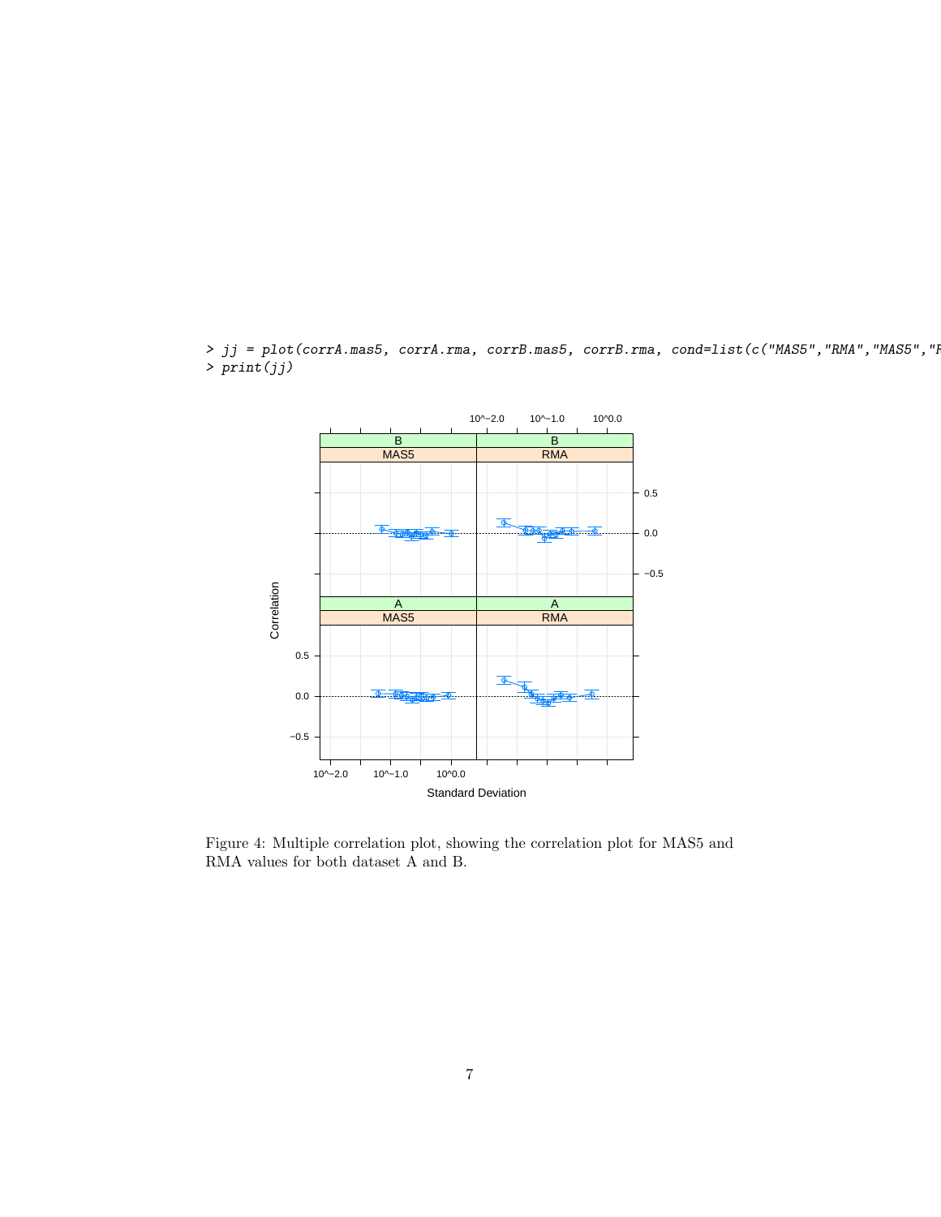```
> jj = plot(corrA.mas5, corrA.rma, corrB.mas5, corrB.rma, cond=list(c("MAS5","RMA","MAS5","R
> print(jj)
```

Figure 4: Multiple correlation plot, showing the correlation plot for MAS5 and RMA values for both dataset A and B.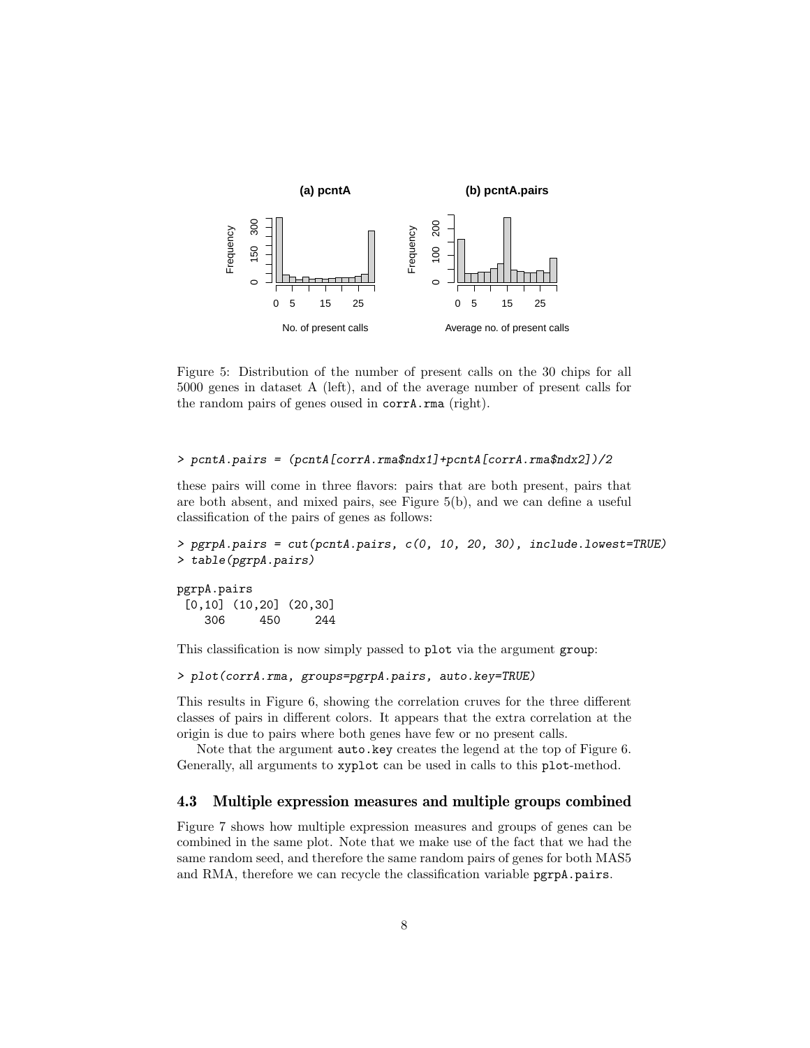Figure 5: Distribution of the number of present calls on the 30 chips for all 5000 genes in dataset A (left), and of the average number of present calls for the random pairs of genes oused in `corrA.rma` (right).

```
> pcntA.pairs = (pcntA[corrA.rma$ndx1]+pcntA[corrA.rma$ndx2])/2
```

these pairs will come in three flavors: pairs that are both present, pairs that are both absent, and mixed pairs, see Figure 5(b), and we can define a useful classification of the pairs of genes as follows:

```
> pgrpA.pairs = cut(pcntA.pairs, c(0, 10, 20, 30), include.lowest=TRUE)
> table(pgrpA.pairs)

pgrpA.pairs
 [0,10] (10,20] (20,30]
    306     450     244
```

This classification is now simply passed to `plot` via the argument `group`:

```
> plot(corrA.rma, groups=pgrpA.pairs, auto.key=TRUE)
```

This results in Figure 6, showing the correlation cruves for the three different classes of pairs in different colors. It appears that the extra correlation at the origin is due to pairs where both genes have few or no present calls.

Note that the argument `auto.key` creates the legend at the top of Figure 6. Generally, all arguments to `xyplot` can be used in calls to this `plot`-method.

### 4.3 Multiple expression measures and multiple groups combined

Figure 7 shows how multiple expression measures and groups of genes can be combined in the same plot. Note that we make use of the fact that we had the same random seed, and therefore the same random pairs of genes for both MAS5 and RMA, therefore we can recycle the classification variable `pgrpA.pairs`.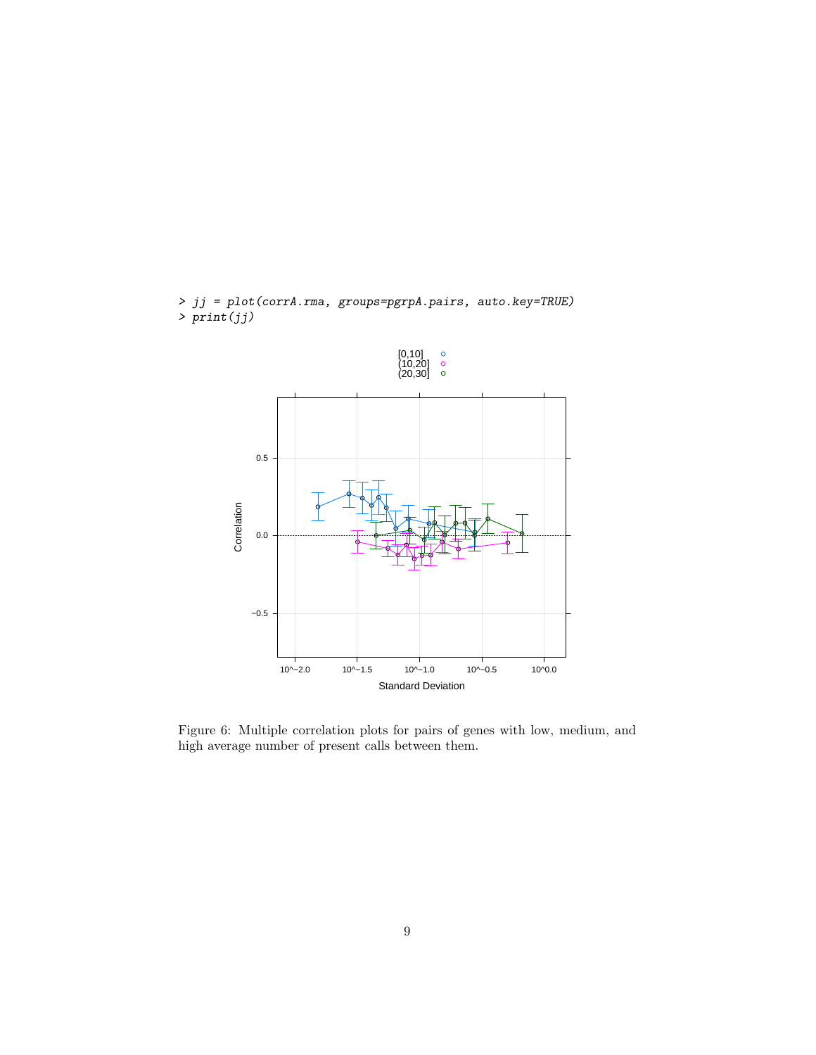```
> jj = plot(corrA.rma, groups=pgrpA.pairs, auto.key=TRUE)
> print(jj)
```

Figure 6: Multiple correlation plots for pairs of genes with low, medium, and high average number of present calls between them.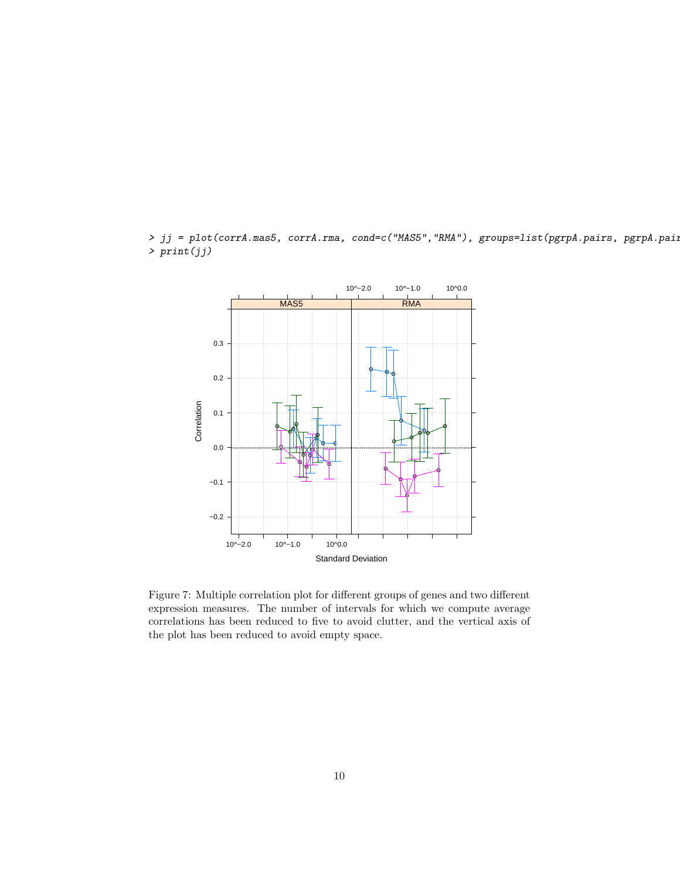```
> jj = plot(corrA.mas5, corrA.rma, cond=c("MAS5","RMA"), groups=list(pgrpA.pairs, pgrpA.pair
> print(jj)
```

Figure 7: Multiple correlation plot for different groups of genes and two different expression measures. The number of intervals for which we compute average correlations has been reduced to five to avoid clutter, and the vertical axis of the plot has been reduced to avoid empty space.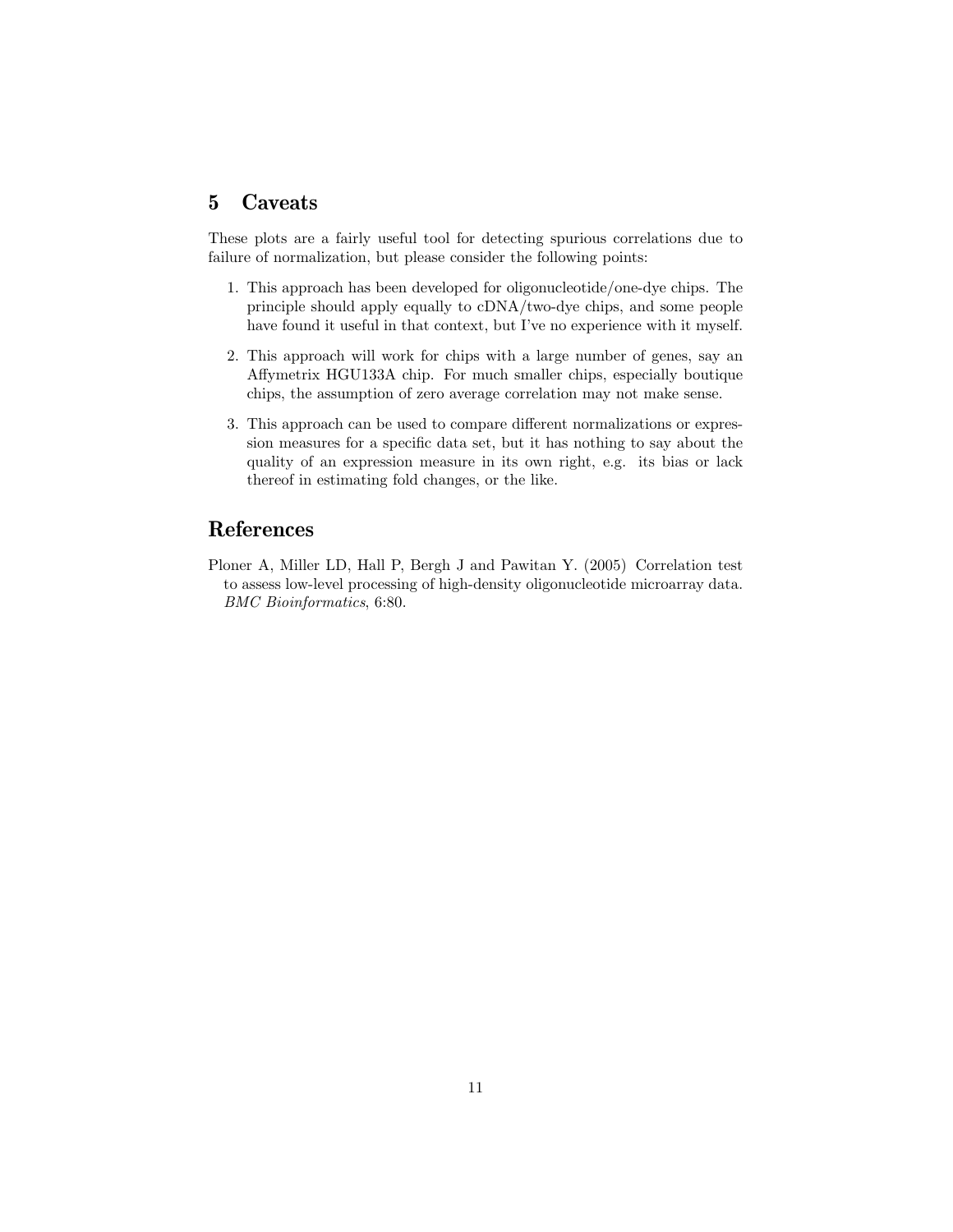## 5 Caveats

These plots are a fairly useful tool for detecting spurious correlations due to failure of normalization, but please consider the following points:

1. This approach has been developed for oligonucleotide/one-dye chips. The principle should apply equally to cDNA/two-dye chips, and some people have found it useful in that context, but I've no experience with it myself.

2. This approach will work for chips with a large number of genes, say an Affymetrix HGU133A chip. For much smaller chips, especially boutique chips, the assumption of zero average correlation may not make sense.

3. This approach can be used to compare different normalizations or expression measures for a specific data set, but it has nothing to say about the quality of an expression measure in its own right, e.g. its bias or lack thereof in estimating fold changes, or the like.

## References

Ploner A, Miller LD, Hall P, Bergh J and Pawitan Y. (2005) Correlation test to assess low-level processing of high-density oligonucleotide microarray data. *BMC Bioinformatics*, 6:80.